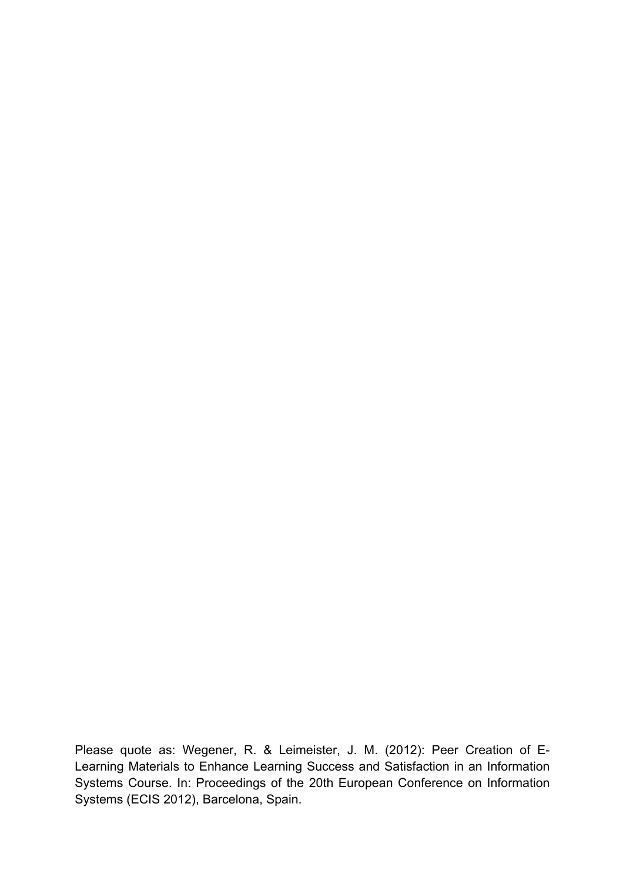Please quote as: Wegener, R. & Leimeister, J. M. (2012): Peer Creation of E-Learning Materials to Enhance Learning Success and Satisfaction in an Information Systems Course. In: Proceedings of the 20th European Conference on Information Systems (ECIS 2012), Barcelona, Spain.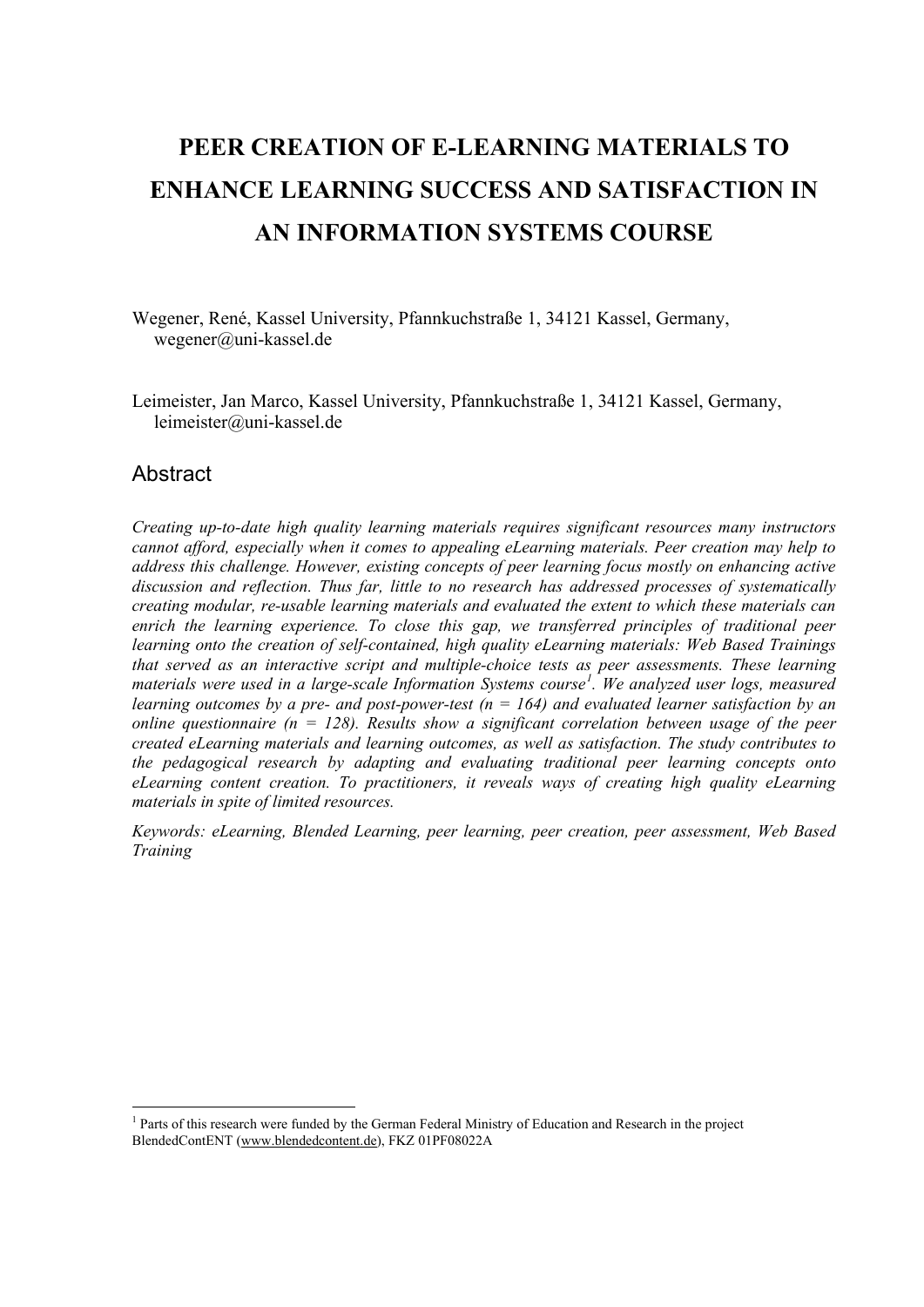# PEER CREATION OF E-LEARNING MATERIALS TO ENHANCE LEARNING SUCCESS AND SATISFACTION IN AN INFORMATION SYSTEMS COURSE

Wegener, René, Kassel University, Pfannkuchstraße 1, 34121 Kassel, Germany, wegener@uni-kassel.de

Leimeister, Jan Marco, Kassel University, Pfannkuchstraße 1, 34121 Kassel, Germany, leimeister@uni-kassel.de

## Abstract

*Creating up-to-date high quality learning materials requires significant resources many instructors cannot afford, especially when it comes to appealing eLearning materials. Peer creation may help to address this challenge. However, existing concepts of peer learning focus mostly on enhancing active discussion and reflection. Thus far, little to no research has addressed processes of systematically creating modular, re-usable learning materials and evaluated the extent to which these materials can enrich the learning experience. To close this gap, we transferred principles of traditional peer learning onto the creation of self-contained, high quality eLearning materials: Web Based Trainings that served as an interactive script and multiple-choice tests as peer assessments. These learning materials were used in a large-scale Information Systems course[1]. We analyzed user logs, measured learning outcomes by a pre- and post-power-test (n = 164) and evaluated learner satisfaction by an online questionnaire (n = 128). Results show a significant correlation between usage of the peer created eLearning materials and learning outcomes, as well as satisfaction. The study contributes to the pedagogical research by adapting and evaluating traditional peer learning concepts onto eLearning content creation. To practitioners, it reveals ways of creating high quality eLearning materials in spite of limited resources.*

*Keywords: eLearning, Blended Learning, peer learning, peer creation, peer assessment, Web Based Training*

[1] Parts of this research were funded by the German Federal Ministry of Education and Research in the project BlendedContENT (www.blendedcontent.de), FKZ 01PF08022A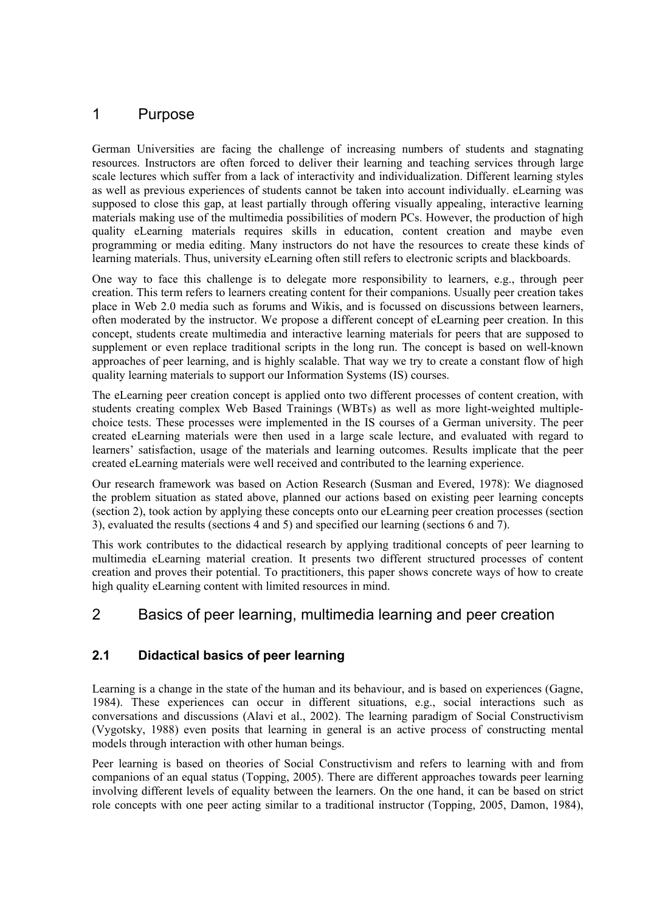# 1 Purpose

German Universities are facing the challenge of increasing numbers of students and stagnating resources. Instructors are often forced to deliver their learning and teaching services through large scale lectures which suffer from a lack of interactivity and individualization. Different learning styles as well as previous experiences of students cannot be taken into account individually. eLearning was supposed to close this gap, at least partially through offering visually appealing, interactive learning materials making use of the multimedia possibilities of modern PCs. However, the production of high quality eLearning materials requires skills in education, content creation and maybe even programming or media editing. Many instructors do not have the resources to create these kinds of learning materials. Thus, university eLearning often still refers to electronic scripts and blackboards.

One way to face this challenge is to delegate more responsibility to learners, e.g., through peer creation. This term refers to learners creating content for their companions. Usually peer creation takes place in Web 2.0 media such as forums and Wikis, and is focussed on discussions between learners, often moderated by the instructor. We propose a different concept of eLearning peer creation. In this concept, students create multimedia and interactive learning materials for peers that are supposed to supplement or even replace traditional scripts in the long run. The concept is based on well-known approaches of peer learning, and is highly scalable. That way we try to create a constant flow of high quality learning materials to support our Information Systems (IS) courses.

The eLearning peer creation concept is applied onto two different processes of content creation, with students creating complex Web Based Trainings (WBTs) as well as more light-weighted multiple-choice tests. These processes were implemented in the IS courses of a German university. The peer created eLearning materials were then used in a large scale lecture, and evaluated with regard to learners' satisfaction, usage of the materials and learning outcomes. Results implicate that the peer created eLearning materials were well received and contributed to the learning experience.

Our research framework was based on Action Research (Susman and Evered, 1978): We diagnosed the problem situation as stated above, planned our actions based on existing peer learning concepts (section 2), took action by applying these concepts onto our eLearning peer creation processes (section 3), evaluated the results (sections 4 and 5) and specified our learning (sections 6 and 7).

This work contributes to the didactical research by applying traditional concepts of peer learning to multimedia eLearning material creation. It presents two different structured processes of content creation and proves their potential. To practitioners, this paper shows concrete ways of how to create high quality eLearning content with limited resources in mind.

# 2 Basics of peer learning, multimedia learning and peer creation

## 2.1 Didactical basics of peer learning

Learning is a change in the state of the human and its behaviour, and is based on experiences (Gagne, 1984). These experiences can occur in different situations, e.g., social interactions such as conversations and discussions (Alavi et al., 2002). The learning paradigm of Social Constructivism (Vygotsky, 1988) even posits that learning in general is an active process of constructing mental models through interaction with other human beings.

Peer learning is based on theories of Social Constructivism and refers to learning with and from companions of an equal status (Topping, 2005). There are different approaches towards peer learning involving different levels of equality between the learners. On the one hand, it can be based on strict role concepts with one peer acting similar to a traditional instructor (Topping, 2005, Damon, 1984),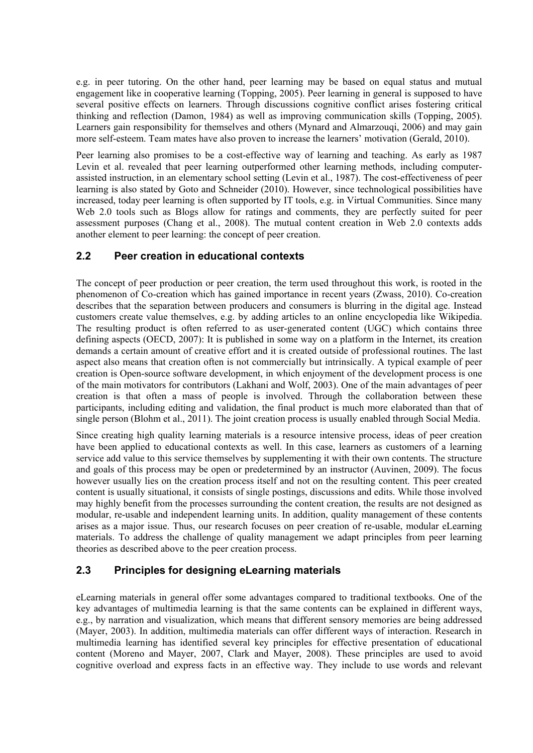e.g. in peer tutoring. On the other hand, peer learning may be based on equal status and mutual engagement like in cooperative learning (Topping, 2005). Peer learning in general is supposed to have several positive effects on learners. Through discussions cognitive conflict arises fostering critical thinking and reflection (Damon, 1984) as well as improving communication skills (Topping, 2005). Learners gain responsibility for themselves and others (Mynard and Almarzouqi, 2006) and may gain more self-esteem. Team mates have also proven to increase the learners' motivation (Gerald, 2010).

Peer learning also promises to be a cost-effective way of learning and teaching. As early as 1987 Levin et al. revealed that peer learning outperformed other learning methods, including computer-assisted instruction, in an elementary school setting (Levin et al., 1987). The cost-effectiveness of peer learning is also stated by Goto and Schneider (2010). However, since technological possibilities have increased, today peer learning is often supported by IT tools, e.g. in Virtual Communities. Since many Web 2.0 tools such as Blogs allow for ratings and comments, they are perfectly suited for peer assessment purposes (Chang et al., 2008). The mutual content creation in Web 2.0 contexts adds another element to peer learning: the concept of peer creation.

## 2.2 Peer creation in educational contexts

The concept of peer production or peer creation, the term used throughout this work, is rooted in the phenomenon of Co-creation which has gained importance in recent years (Zwass, 2010). Co-creation describes that the separation between producers and consumers is blurring in the digital age. Instead customers create value themselves, e.g. by adding articles to an online encyclopedia like Wikipedia. The resulting product is often referred to as user-generated content (UGC) which contains three defining aspects (OECD, 2007): It is published in some way on a platform in the Internet, its creation demands a certain amount of creative effort and it is created outside of professional routines. The last aspect also means that creation often is not commercially but intrinsically. A typical example of peer creation is Open-source software development, in which enjoyment of the development process is one of the main motivators for contributors (Lakhani and Wolf, 2003). One of the main advantages of peer creation is that often a mass of people is involved. Through the collaboration between these participants, including editing and validation, the final product is much more elaborated than that of single person (Blohm et al., 2011). The joint creation process is usually enabled through Social Media.

Since creating high quality learning materials is a resource intensive process, ideas of peer creation have been applied to educational contexts as well. In this case, learners as customers of a learning service add value to this service themselves by supplementing it with their own contents. The structure and goals of this process may be open or predetermined by an instructor (Auvinen, 2009). The focus however usually lies on the creation process itself and not on the resulting content. This peer created content is usually situational, it consists of single postings, discussions and edits. While those involved may highly benefit from the processes surrounding the content creation, the results are not designed as modular, re-usable and independent learning units. In addition, quality management of these contents arises as a major issue. Thus, our research focuses on peer creation of re-usable, modular eLearning materials. To address the challenge of quality management we adapt principles from peer learning theories as described above to the peer creation process.

## 2.3 Principles for designing eLearning materials

eLearning materials in general offer some advantages compared to traditional textbooks. One of the key advantages of multimedia learning is that the same contents can be explained in different ways, e.g., by narration and visualization, which means that different sensory memories are being addressed (Mayer, 2003). In addition, multimedia materials can offer different ways of interaction. Research in multimedia learning has identified several key principles for effective presentation of educational content (Moreno and Mayer, 2007, Clark and Mayer, 2008). These principles are used to avoid cognitive overload and express facts in an effective way. They include to use words and relevant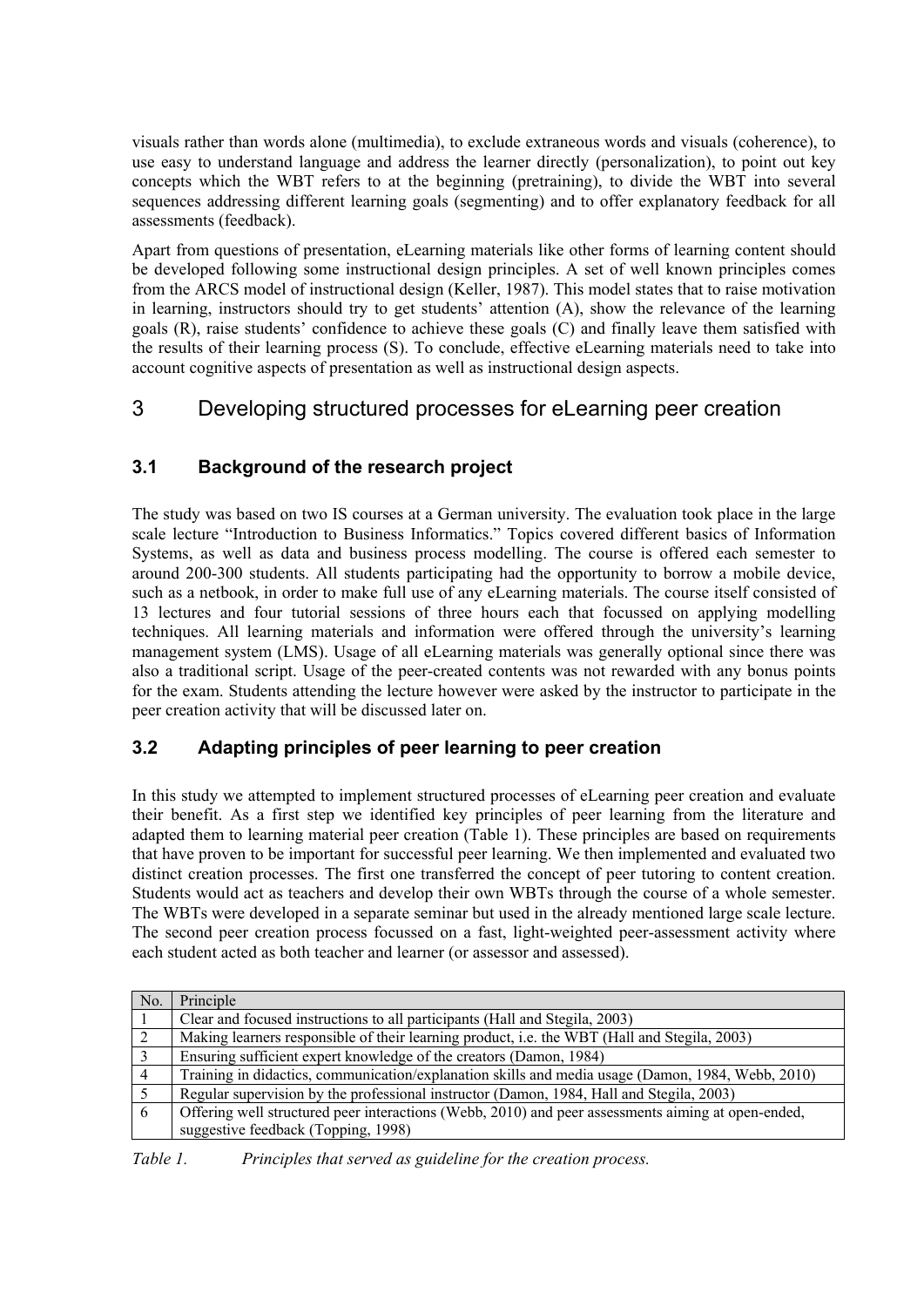visuals rather than words alone (multimedia), to exclude extraneous words and visuals (coherence), to use easy to understand language and address the learner directly (personalization), to point out key concepts which the WBT refers to at the beginning (pretraining), to divide the WBT into several sequences addressing different learning goals (segmenting) and to offer explanatory feedback for all assessments (feedback).

Apart from questions of presentation, eLearning materials like other forms of learning content should be developed following some instructional design principles. A set of well known principles comes from the ARCS model of instructional design (Keller, 1987). This model states that to raise motivation in learning, instructors should try to get students' attention (A), show the relevance of the learning goals (R), raise students' confidence to achieve these goals (C) and finally leave them satisfied with the results of their learning process (S). To conclude, effective eLearning materials need to take into account cognitive aspects of presentation as well as instructional design aspects.

# 3 Developing structured processes for eLearning peer creation

## 3.1 Background of the research project

The study was based on two IS courses at a German university. The evaluation took place in the large scale lecture "Introduction to Business Informatics." Topics covered different basics of Information Systems, as well as data and business process modelling. The course is offered each semester to around 200-300 students. All students participating had the opportunity to borrow a mobile device, such as a netbook, in order to make full use of any eLearning materials. The course itself consisted of 13 lectures and four tutorial sessions of three hours each that focussed on applying modelling techniques. All learning materials and information were offered through the university's learning management system (LMS). Usage of all eLearning materials was generally optional since there was also a traditional script. Usage of the peer-created contents was not rewarded with any bonus points for the exam. Students attending the lecture however were asked by the instructor to participate in the peer creation activity that will be discussed later on.

## 3.2 Adapting principles of peer learning to peer creation

In this study we attempted to implement structured processes of eLearning peer creation and evaluate their benefit. As a first step we identified key principles of peer learning from the literature and adapted them to learning material peer creation (Table 1). These principles are based on requirements that have proven to be important for successful peer learning. We then implemented and evaluated two distinct creation processes. The first one transferred the concept of peer tutoring to content creation. Students would act as teachers and develop their own WBTs through the course of a whole semester. The WBTs were developed in a separate seminar but used in the already mentioned large scale lecture. The second peer creation process focussed on a fast, light-weighted peer-assessment activity where each student acted as both teacher and learner (or assessor and assessed).

| No. | Principle |
|---|---|
| 1 | Clear and focused instructions to all participants (Hall and Stegila, 2003) |
| 2 | Making learners responsible of their learning product, i.e. the WBT (Hall and Stegila, 2003) |
| 3 | Ensuring sufficient expert knowledge of the creators (Damon, 1984) |
| 4 | Training in didactics, communication/explanation skills and media usage (Damon, 1984, Webb, 2010) |
| 5 | Regular supervision by the professional instructor (Damon, 1984, Hall and Stegila, 2003) |
| 6 | Offering well structured peer interactions (Webb, 2010) and peer assessments aiming at open-ended, suggestive feedback (Topping, 1998) |

*Table 1. Principles that served as guideline for the creation process.*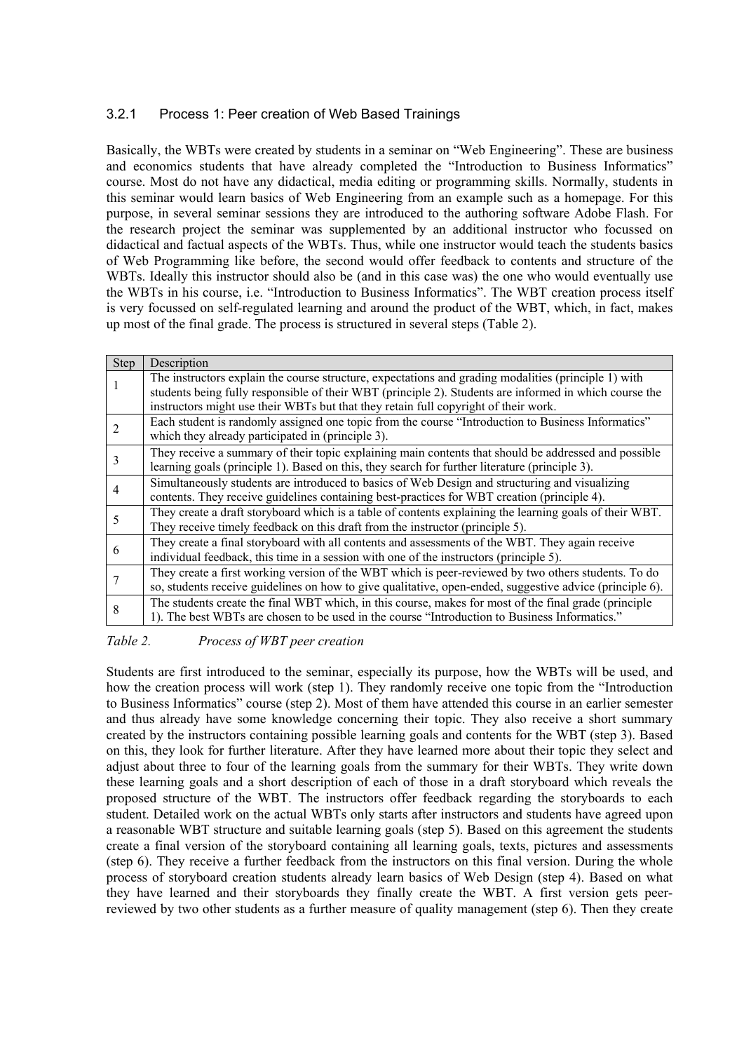### 3.2.1 Process 1: Peer creation of Web Based Trainings

Basically, the WBTs were created by students in a seminar on "Web Engineering". These are business and economics students that have already completed the "Introduction to Business Informatics" course. Most do not have any didactical, media editing or programming skills. Normally, students in this seminar would learn basics of Web Engineering from an example such as a homepage. For this purpose, in several seminar sessions they are introduced to the authoring software Adobe Flash. For the research project the seminar was supplemented by an additional instructor who focussed on didactical and factual aspects of the WBTs. Thus, while one instructor would teach the students basics of Web Programming like before, the second would offer feedback to contents and structure of the WBTs. Ideally this instructor should also be (and in this case was) the one who would eventually use the WBTs in his course, i.e. "Introduction to Business Informatics". The WBT creation process itself is very focussed on self-regulated learning and around the product of the WBT, which, in fact, makes up most of the final grade. The process is structured in several steps (Table 2).

| Step | Description |
|---|---|
| 1 | The instructors explain the course structure, expectations and grading modalities (principle 1) with students being fully responsible of their WBT (principle 2). Students are informed in which course the instructors might use their WBTs but that they retain full copyright of their work. |
| 2 | Each student is randomly assigned one topic from the course "Introduction to Business Informatics" which they already participated in (principle 3). |
| 3 | They receive a summary of their topic explaining main contents that should be addressed and possible learning goals (principle 1). Based on this, they search for further literature (principle 3). |
| 4 | Simultaneously students are introduced to basics of Web Design and structuring and visualizing contents. They receive guidelines containing best-practices for WBT creation (principle 4). |
| 5 | They create a draft storyboard which is a table of contents explaining the learning goals of their WBT. They receive timely feedback on this draft from the instructor (principle 5). |
| 6 | They create a final storyboard with all contents and assessments of the WBT. They again receive individual feedback, this time in a session with one of the instructors (principle 5). |
| 7 | They create a first working version of the WBT which is peer-reviewed by two others students. To do so, students receive guidelines on how to give qualitative, open-ended, suggestive advice (principle 6). |
| 8 | The students create the final WBT which, in this course, makes for most of the final grade (principle 1). The best WBTs are chosen to be used in the course "Introduction to Business Informatics." |

*Table 2. Process of WBT peer creation*

Students are first introduced to the seminar, especially its purpose, how the WBTs will be used, and how the creation process will work (step 1). They randomly receive one topic from the "Introduction to Business Informatics" course (step 2). Most of them have attended this course in an earlier semester and thus already have some knowledge concerning their topic. They also receive a short summary created by the instructors containing possible learning goals and contents for the WBT (step 3). Based on this, they look for further literature. After they have learned more about their topic they select and adjust about three to four of the learning goals from the summary for their WBTs. They write down these learning goals and a short description of each of those in a draft storyboard which reveals the proposed structure of the WBT. The instructors offer feedback regarding the storyboards to each student. Detailed work on the actual WBTs only starts after instructors and students have agreed upon a reasonable WBT structure and suitable learning goals (step 5). Based on this agreement the students create a final version of the storyboard containing all learning goals, texts, pictures and assessments (step 6). They receive a further feedback from the instructors on this final version. During the whole process of storyboard creation students already learn basics of Web Design (step 4). Based on what they have learned and their storyboards they finally create the WBT. A first version gets peer-reviewed by two other students as a further measure of quality management (step 6). Then they create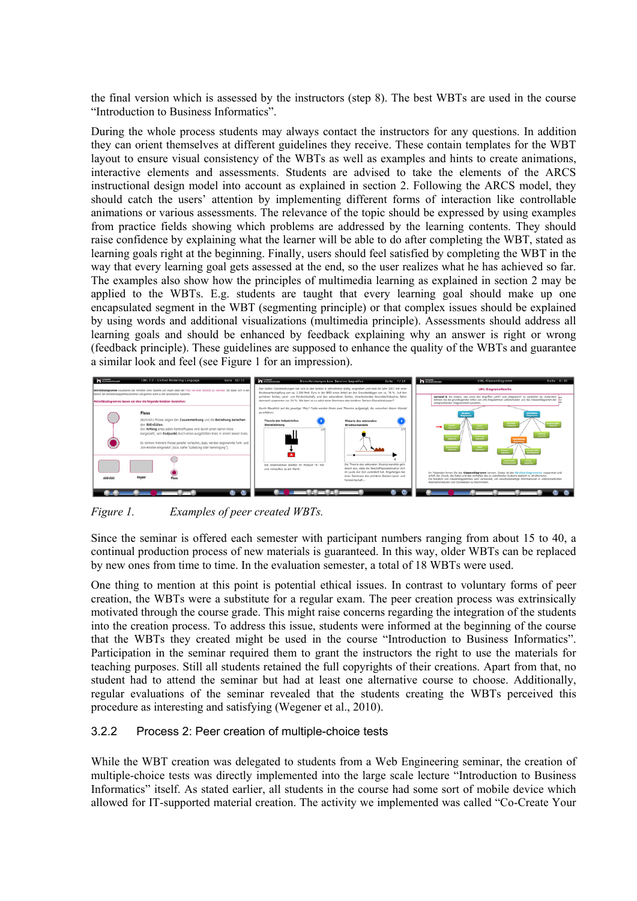the final version which is assessed by the instructors (step 8). The best WBTs are used in the course "Introduction to Business Informatics".

During the whole process students may always contact the instructors for any questions. In addition they can orient themselves at different guidelines they receive. These contain templates for the WBT layout to ensure visual consistency of the WBTs as well as examples and hints to create animations, interactive elements and assessments. Students are advised to take the elements of the ARCS instructional design model into account as explained in section 2. Following the ARCS model, they should catch the users' attention by implementing different forms of interaction like controllable animations or various assessments. The relevance of the topic should be expressed by using examples from practice fields showing which problems are addressed by the learning contents. They should raise confidence by explaining what the learner will be able to do after completing the WBT, stated as learning goals right at the beginning. Finally, users should feel satisfied by completing the WBT in the way that every learning goal gets assessed at the end, so the user realizes what he has achieved so far. The examples also show how the principles of multimedia learning as explained in section 2 may be applied to the WBTs. E.g. students are taught that every learning goal should make up one encapsulated segment in the WBT (segmenting principle) or that complex issues should be explained by using words and additional visualizations (multimedia principle). Assessments should address all learning goals and should be enhanced by feedback explaining why an answer is right or wrong (feedback principle). These guidelines are supposed to enhance the quality of the WBTs and guarantee a similar look and feel (see Figure 1 for an impression).

*Figure 1. Examples of peer created WBTs.*

Since the seminar is offered each semester with participant numbers ranging from about 15 to 40, a continual production process of new materials is guaranteed. In this way, older WBTs can be replaced by new ones from time to time. In the evaluation semester, a total of 18 WBTs were used.

One thing to mention at this point is potential ethical issues. In contrast to voluntary forms of peer creation, the WBTs were a substitute for a regular exam. The peer creation process was extrinsically motivated through the course grade. This might raise concerns regarding the integration of the students into the creation process. To address this issue, students were informed at the beginning of the course that the WBTs they created might be used in the course "Introduction to Business Informatics". Participation in the seminar required them to grant the instructors the right to use the materials for teaching purposes. Still all students retained the full copyrights of their creations. Apart from that, no student had to attend the seminar but had at least one alternative course to choose. Additionally, regular evaluations of the seminar revealed that the students creating the WBTs perceived this procedure as interesting and satisfying (Wegener et al., 2010).

### 3.2.2 Process 2: Peer creation of multiple-choice tests

While the WBT creation was delegated to students from a Web Engineering seminar, the creation of multiple-choice tests was directly implemented into the large scale lecture "Introduction to Business Informatics" itself. As stated earlier, all students in the course had some sort of mobile device which allowed for IT-supported material creation. The activity we implemented was called "Co-Create Your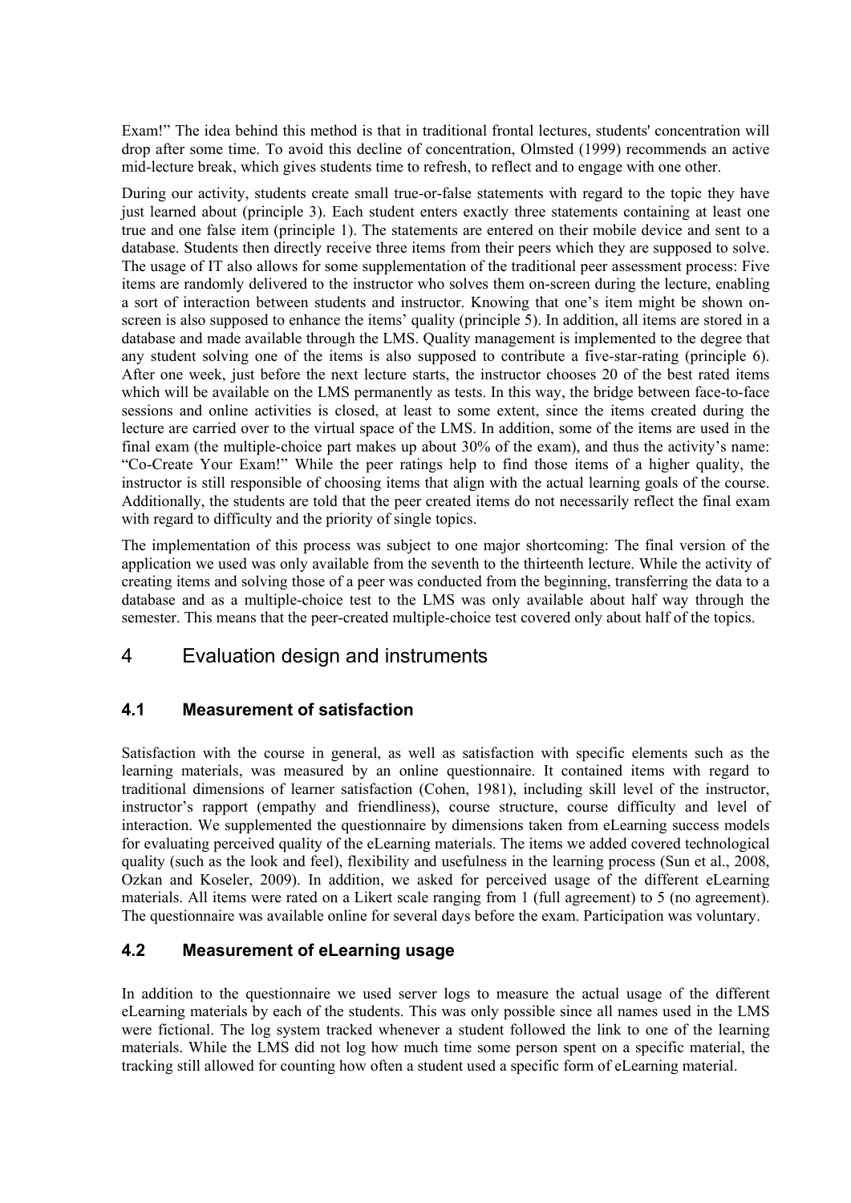Exam!" The idea behind this method is that in traditional frontal lectures, students' concentration will drop after some time. To avoid this decline of concentration, Olmsted (1999) recommends an active mid-lecture break, which gives students time to refresh, to reflect and to engage with one other.

During our activity, students create small true-or-false statements with regard to the topic they have just learned about (principle 3). Each student enters exactly three statements containing at least one true and one false item (principle 1). The statements are entered on their mobile device and sent to a database. Students then directly receive three items from their peers which they are supposed to solve. The usage of IT also allows for some supplementation of the traditional peer assessment process: Five items are randomly delivered to the instructor who solves them on-screen during the lecture, enabling a sort of interaction between students and instructor. Knowing that one's item might be shown on-screen is also supposed to enhance the items' quality (principle 5). In addition, all items are stored in a database and made available through the LMS. Quality management is implemented to the degree that any student solving one of the items is also supposed to contribute a five-star-rating (principle 6). After one week, just before the next lecture starts, the instructor chooses 20 of the best rated items which will be available on the LMS permanently as tests. In this way, the bridge between face-to-face sessions and online activities is closed, at least to some extent, since the items created during the lecture are carried over to the virtual space of the LMS. In addition, some of the items are used in the final exam (the multiple-choice part makes up about 30% of the exam), and thus the activity's name: "Co-Create Your Exam!" While the peer ratings help to find those items of a higher quality, the instructor is still responsible of choosing items that align with the actual learning goals of the course. Additionally, the students are told that the peer created items do not necessarily reflect the final exam with regard to difficulty and the priority of single topics.

The implementation of this process was subject to one major shortcoming: The final version of the application we used was only available from the seventh to the thirteenth lecture. While the activity of creating items and solving those of a peer was conducted from the beginning, transferring the data to a database and as a multiple-choice test to the LMS was only available about half way through the semester. This means that the peer-created multiple-choice test covered only about half of the topics.

# 4 Evaluation design and instruments

## 4.1 Measurement of satisfaction

Satisfaction with the course in general, as well as satisfaction with specific elements such as the learning materials, was measured by an online questionnaire. It contained items with regard to traditional dimensions of learner satisfaction (Cohen, 1981), including skill level of the instructor, instructor's rapport (empathy and friendliness), course structure, course difficulty and level of interaction. We supplemented the questionnaire by dimensions taken from eLearning success models for evaluating perceived quality of the eLearning materials. The items we added covered technological quality (such as the look and feel), flexibility and usefulness in the learning process (Sun et al., 2008, Ozkan and Koseler, 2009). In addition, we asked for perceived usage of the different eLearning materials. All items were rated on a Likert scale ranging from 1 (full agreement) to 5 (no agreement). The questionnaire was available online for several days before the exam. Participation was voluntary.

## 4.2 Measurement of eLearning usage

In addition to the questionnaire we used server logs to measure the actual usage of the different eLearning materials by each of the students. This was only possible since all names used in the LMS were fictional. The log system tracked whenever a student followed the link to one of the learning materials. While the LMS did not log how much time some person spent on a specific material, the tracking still allowed for counting how often a student used a specific form of eLearning material.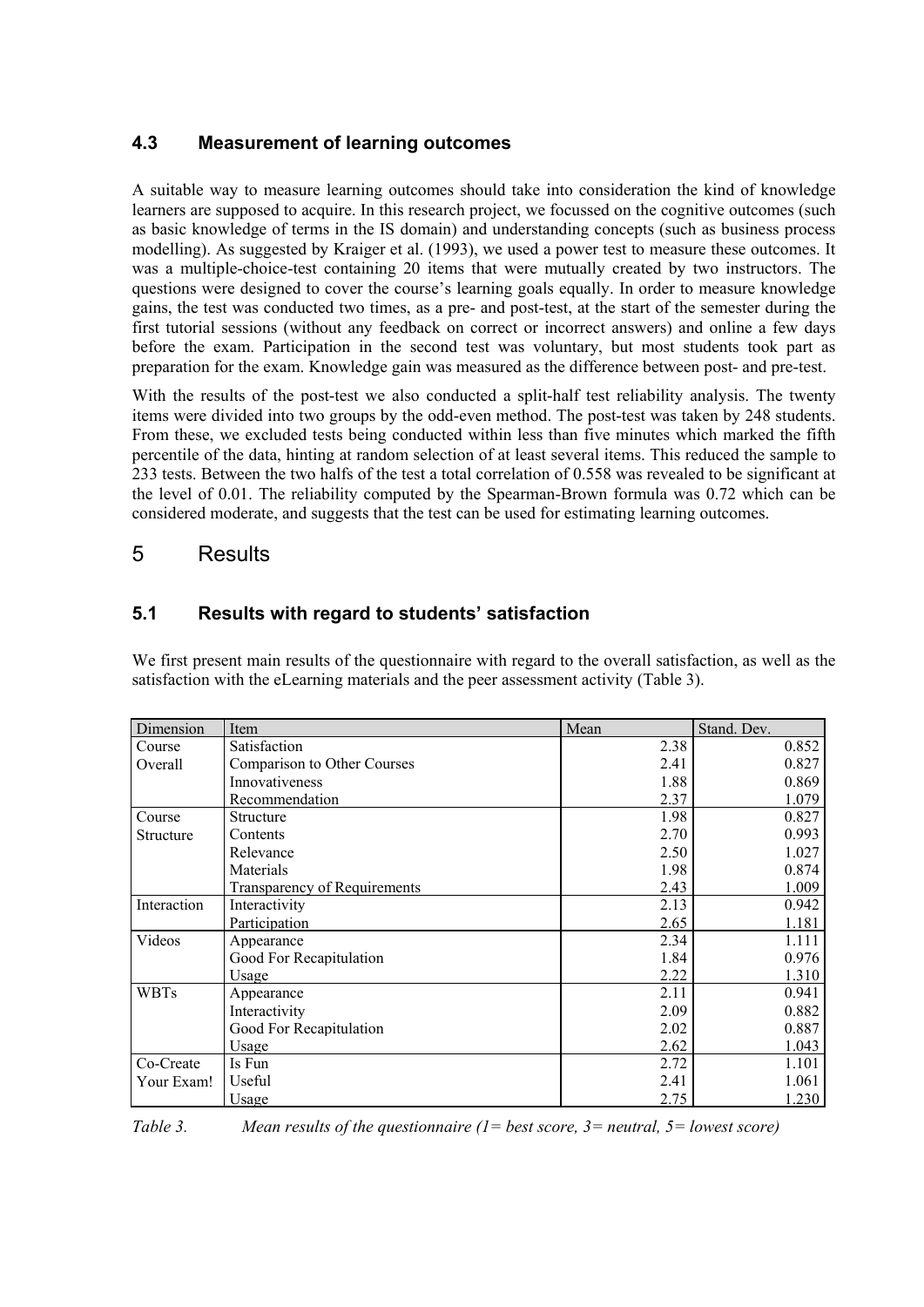### 4.3 Measurement of learning outcomes

A suitable way to measure learning outcomes should take into consideration the kind of knowledge learners are supposed to acquire. In this research project, we focussed on the cognitive outcomes (such as basic knowledge of terms in the IS domain) and understanding concepts (such as business process modelling). As suggested by Kraiger et al. (1993), we used a power test to measure these outcomes. It was a multiple-choice-test containing 20 items that were mutually created by two instructors. The questions were designed to cover the course's learning goals equally. In order to measure knowledge gains, the test was conducted two times, as a pre- and post-test, at the start of the semester during the first tutorial sessions (without any feedback on correct or incorrect answers) and online a few days before the exam. Participation in the second test was voluntary, but most students took part as preparation for the exam. Knowledge gain was measured as the difference between post- and pre-test.

With the results of the post-test we also conducted a split-half test reliability analysis. The twenty items were divided into two groups by the odd-even method. The post-test was taken by 248 students. From these, we excluded tests being conducted within less than five minutes which marked the fifth percentile of the data, hinting at random selection of at least several items. This reduced the sample to 233 tests. Between the two halfs of the test a total correlation of 0.558 was revealed to be significant at the level of 0.01. The reliability computed by the Spearman-Brown formula was 0.72 which can be considered moderate, and suggests that the test can be used for estimating learning outcomes.

## 5 Results

### 5.1 Results with regard to students' satisfaction

We first present main results of the questionnaire with regard to the overall satisfaction, as well as the satisfaction with the eLearning materials and the peer assessment activity (Table 3).

| Dimension | Item | Mean | Stand. Dev. |
|---|---|---|---|
| Course Overall | Satisfaction | 2.38 | 0.852 |
| | Comparison to Other Courses | 2.41 | 0.827 |
| | Innovativeness | 1.88 | 0.869 |
| | Recommendation | 2.37 | 1.079 |
| Course Structure | Structure | 1.98 | 0.827 |
| | Contents | 2.70 | 0.993 |
| | Relevance | 2.50 | 1.027 |
| | Materials | 1.98 | 0.874 |
| | Transparency of Requirements | 2.43 | 1.009 |
| Interaction | Interactivity | 2.13 | 0.942 |
| | Participation | 2.65 | 1.181 |
| Videos | Appearance | 2.34 | 1.111 |
| | Good For Recapitulation | 1.84 | 0.976 |
| | Usage | 2.22 | 1.310 |
| WBTs | Appearance | 2.11 | 0.941 |
| | Interactivity | 2.09 | 0.882 |
| | Good For Recapitulation | 2.02 | 0.887 |
| | Usage | 2.62 | 1.043 |
| Co-Create Your Exam! | Is Fun | 2.72 | 1.101 |
| | Useful | 2.41 | 1.061 |
| | Usage | 2.75 | 1.230 |

*Table 3. Mean results of the questionnaire (1= best score, 3= neutral, 5= lowest score)*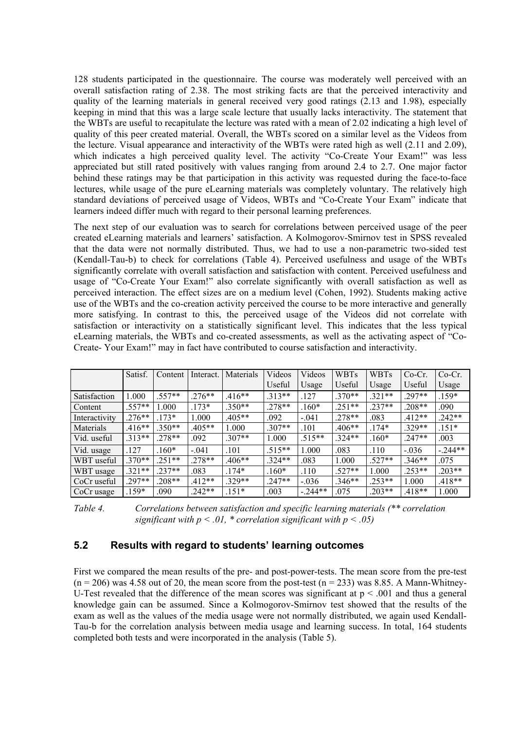128 students participated in the questionnaire. The course was moderately well perceived with an overall satisfaction rating of 2.38. The most striking facts are that the perceived interactivity and quality of the learning materials in general received very good ratings (2.13 and 1.98), especially keeping in mind that this was a large scale lecture that usually lacks interactivity. The statement that the WBTs are useful to recapitulate the lecture was rated with a mean of 2.02 indicating a high level of quality of this peer created material. Overall, the WBTs scored on a similar level as the Videos from the lecture. Visual appearance and interactivity of the WBTs were rated high as well (2.11 and 2.09), which indicates a high perceived quality level. The activity "Co-Create Your Exam!" was less appreciated but still rated positively with values ranging from around 2.4 to 2.7. One major factor behind these ratings may be that participation in this activity was requested during the face-to-face lectures, while usage of the pure eLearning materials was completely voluntary. The relatively high standard deviations of perceived usage of Videos, WBTs and "Co-Create Your Exam" indicate that learners indeed differ much with regard to their personal learning preferences.

The next step of our evaluation was to search for correlations between perceived usage of the peer created eLearning materials and learners' satisfaction. A Kolmogorov-Smirnov test in SPSS revealed that the data were not normally distributed. Thus, we had to use a non-parametric two-sided test (Kendall-Tau-b) to check for correlations (Table 4). Perceived usefulness and usage of the WBTs significantly correlate with overall satisfaction and satisfaction with content. Perceived usefulness and usage of "Co-Create Your Exam!" also correlate significantly with overall satisfaction as well as perceived interaction. The effect sizes are on a medium level (Cohen, 1992). Students making active use of the WBTs and the co-creation activity perceived the course to be more interactive and generally more satisfying. In contrast to this, the perceived usage of the Videos did not correlate with satisfaction or interactivity on a statistically significant level. This indicates that the less typical eLearning materials, the WBTs and co-created assessments, as well as the activating aspect of "Co-Create- Your Exam!" may in fact have contributed to course satisfaction and interactivity.

| | Satisf. | Content | Interact. | Materials | Videos Useful | Videos Usage | WBTs Useful | WBTs Usage | Co-Cr. Useful | Co-Cr. Usage |
|---|---|---|---|---|---|---|---|---|---|---|
| Satisfaction | 1.000 | .557** | .276** | .416** | .313** | .127 | .370** | .321** | .297** | .159* |
| Content | .557** | 1.000 | .173* | .350** | .278** | .160* | .251** | .237** | .208** | .090 |
| Interactivity | .276** | .173* | 1.000 | .405** | .092 | -.041 | .278** | .083 | .412** | .242** |
| Materials | .416** | .350** | .405** | 1.000 | .307** | .101 | .406** | .174* | .329** | .151* |
| Vid. useful | .313** | .278** | .092 | .307** | 1.000 | .515** | .324** | .160* | .247** | .003 |
| Vid. usage | .127 | .160* | -.041 | .101 | .515** | 1.000 | .083 | .110 | -.036 | -.244** |
| WBT useful | .370** | .251** | .278** | .406** | .324** | .083 | 1.000 | .527** | .346** | .075 |
| WBT usage | .321** | .237** | .083 | .174* | .160* | .110 | .527** | 1.000 | .253** | .203** |
| CoCr useful | .297** | .208** | .412** | .329** | .247** | -.036 | .346** | .253** | 1.000 | .418** |
| CoCr usage | .159* | .090 | .242** | .151* | .003 | -.244** | .075 | .203** | .418** | 1.000 |

*Table 4. Correlations between satisfaction and specific learning materials (** correlation significant with $p < .01$, * correlation significant with $p < .05$)*

### 5.2 Results with regard to students' learning outcomes

First we compared the mean results of the pre- and post-power-tests. The mean score from the pre-test ($n = 206$) was 4.58 out of 20, the mean score from the post-test ($n = 233$) was 8.85. A Mann-Whitney-U-Test revealed that the difference of the mean scores was significant at $p < .001$ and thus a general knowledge gain can be assumed. Since a Kolmogorov-Smirnov test showed that the results of the exam as well as the values of the media usage were not normally distributed, we again used Kendall-Tau-b for the correlation analysis between media usage and learning success. In total, 164 students completed both tests and were incorporated in the analysis (Table 5).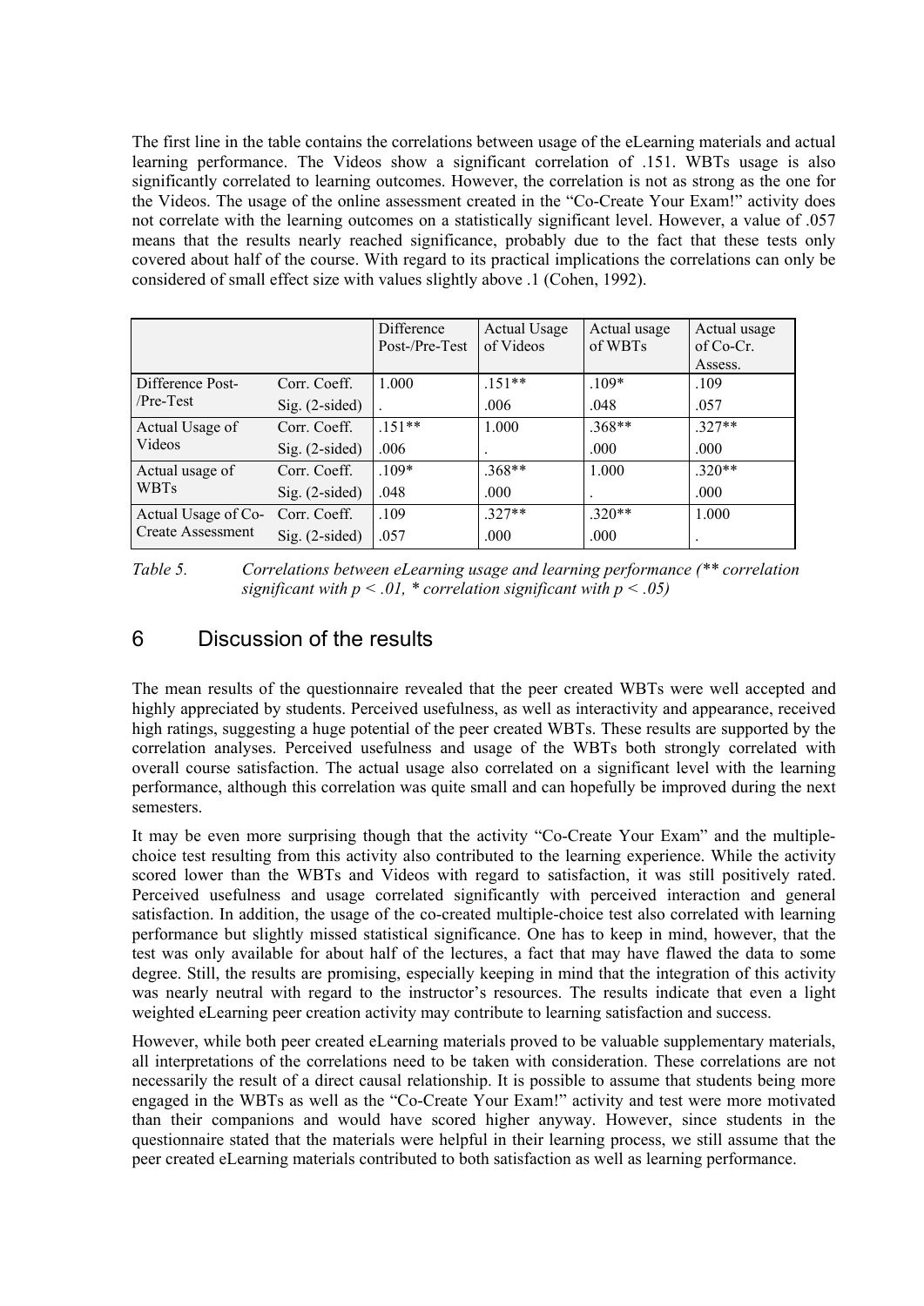The first line in the table contains the correlations between usage of the eLearning materials and actual learning performance. The Videos show a significant correlation of .151. WBTs usage is also significantly correlated to learning outcomes. However, the correlation is not as strong as the one for the Videos. The usage of the online assessment created in the "Co-Create Your Exam!" activity does not correlate with the learning outcomes on a statistically significant level. However, a value of .057 means that the results nearly reached significance, probably due to the fact that these tests only covered about half of the course. With regard to its practical implications the correlations can only be considered of small effect size with values slightly above .1 (Cohen, 1992).

| | | Difference Post-/Pre-Test | Actual Usage of Videos | Actual usage of WBTs | Actual usage of Co-Cr. Assess. |
|---|---|---|---|---|---|
| Difference Post-/Pre-Test | Corr. Coeff. | 1.000 | .151** | .109* | .109 |
| | Sig. (2-sided) | . | .006 | .048 | .057 |
| Actual Usage of Videos | Corr. Coeff. | .151** | 1.000 | .368** | .327** |
| | Sig. (2-sided) | .006 | . | .000 | .000 |
| Actual usage of WBTs | Corr. Coeff. | .109* | .368** | 1.000 | .320** |
| | Sig. (2-sided) | .048 | .000 | . | .000 |
| Actual Usage of Co-Create Assessment | Corr. Coeff. | .109 | .327** | .320** | 1.000 |
| | Sig. (2-sided) | .057 | .000 | .000 | . |

*Table 5. Correlations between eLearning usage and learning performance (** correlation significant with $p < .01$, * correlation significant with $p < .05$)*

# 6 Discussion of the results

The mean results of the questionnaire revealed that the peer created WBTs were well accepted and highly appreciated by students. Perceived usefulness, as well as interactivity and appearance, received high ratings, suggesting a huge potential of the peer created WBTs. These results are supported by the correlation analyses. Perceived usefulness and usage of the WBTs both strongly correlated with overall course satisfaction. The actual usage also correlated on a significant level with the learning performance, although this correlation was quite small and can hopefully be improved during the next semesters.

It may be even more surprising though that the activity "Co-Create Your Exam" and the multiple-choice test resulting from this activity also contributed to the learning experience. While the activity scored lower than the WBTs and Videos with regard to satisfaction, it was still positively rated. Perceived usefulness and usage correlated significantly with perceived interaction and general satisfaction. In addition, the usage of the co-created multiple-choice test also correlated with learning performance but slightly missed statistical significance. One has to keep in mind, however, that the test was only available for about half of the lectures, a fact that may have flawed the data to some degree. Still, the results are promising, especially keeping in mind that the integration of this activity was nearly neutral with regard to the instructor's resources. The results indicate that even a light weighted eLearning peer creation activity may contribute to learning satisfaction and success.

However, while both peer created eLearning materials proved to be valuable supplementary materials, all interpretations of the correlations need to be taken with consideration. These correlations are not necessarily the result of a direct causal relationship. It is possible to assume that students being more engaged in the WBTs as well as the "Co-Create Your Exam!" activity and test were more motivated than their companions and would have scored higher anyway. However, since students in the questionnaire stated that the materials were helpful in their learning process, we still assume that the peer created eLearning materials contributed to both satisfaction as well as learning performance.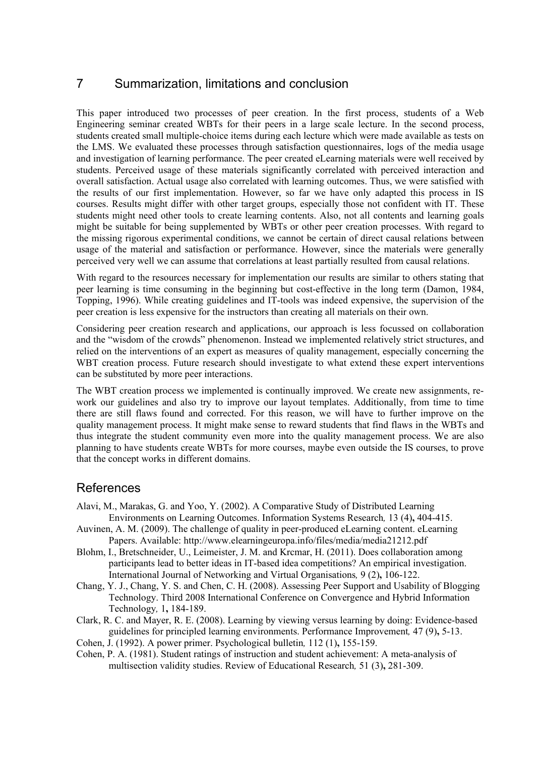## 7 Summarization, limitations and conclusion

This paper introduced two processes of peer creation. In the first process, students of a Web Engineering seminar created WBTs for their peers in a large scale lecture. In the second process, students created small multiple-choice items during each lecture which were made available as tests on the LMS. We evaluated these processes through satisfaction questionnaires, logs of the media usage and investigation of learning performance. The peer created eLearning materials were well received by students. Perceived usage of these materials significantly correlated with perceived interaction and overall satisfaction. Actual usage also correlated with learning outcomes. Thus, we were satisfied with the results of our first implementation. However, so far we have only adapted this process in IS courses. Results might differ with other target groups, especially those not confident with IT. These students might need other tools to create learning contents. Also, not all contents and learning goals might be suitable for being supplemented by WBTs or other peer creation processes. With regard to the missing rigorous experimental conditions, we cannot be certain of direct causal relations between usage of the material and satisfaction or performance. However, since the materials were generally perceived very well we can assume that correlations at least partially resulted from causal relations.

With regard to the resources necessary for implementation our results are similar to others stating that peer learning is time consuming in the beginning but cost-effective in the long term (Damon, 1984, Topping, 1996). While creating guidelines and IT-tools was indeed expensive, the supervision of the peer creation is less expensive for the instructors than creating all materials on their own.

Considering peer creation research and applications, our approach is less focussed on collaboration and the "wisdom of the crowds" phenomenon. Instead we implemented relatively strict structures, and relied on the interventions of an expert as measures of quality management, especially concerning the WBT creation process. Future research should investigate to what extend these expert interventions can be substituted by more peer interactions.

The WBT creation process we implemented is continually improved. We create new assignments, re-work our guidelines and also try to improve our layout templates. Additionally, from time to time there are still flaws found and corrected. For this reason, we will have to further improve on the quality management process. It might make sense to reward students that find flaws in the WBTs and thus integrate the student community even more into the quality management process. We are also planning to have students create WBTs for more courses, maybe even outside the IS courses, to prove that the concept works in different domains.

## References

Alavi, M., Marakas, G. and Yoo, Y. (2002). A Comparative Study of Distributed Learning Environments on Learning Outcomes. Information Systems Research*,* 13 (4)**,** 404-415.

Auvinen, A. M. (2009). The challenge of quality in peer-produced eLearning content. eLearning Papers. Available: http://www.elearningeuropa.info/files/media/media21212.pdf

Blohm, I., Bretschneider, U., Leimeister, J. M. and Krcmar, H. (2011). Does collaboration among participants lead to better ideas in IT-based idea competitions? An empirical investigation. International Journal of Networking and Virtual Organisations*,* 9 (2)**,** 106-122.

Chang, Y. J., Chang, Y. S. and Chen, C. H. (2008). Assessing Peer Support and Usability of Blogging Technology. Third 2008 International Conference on Convergence and Hybrid Information Technology*,* 1**,** 184-189.

Clark, R. C. and Mayer, R. E. (2008). Learning by viewing versus learning by doing: Evidence-based guidelines for principled learning environments. Performance Improvement*,* 47 (9)**,** 5-13.

Cohen, J. (1992). A power primer. Psychological bulletin*,* 112 (1)**,** 155-159.

Cohen, P. A. (1981). Student ratings of instruction and student achievement: A meta-analysis of multisection validity studies. Review of Educational Research*,* 51 (3)**,** 281-309.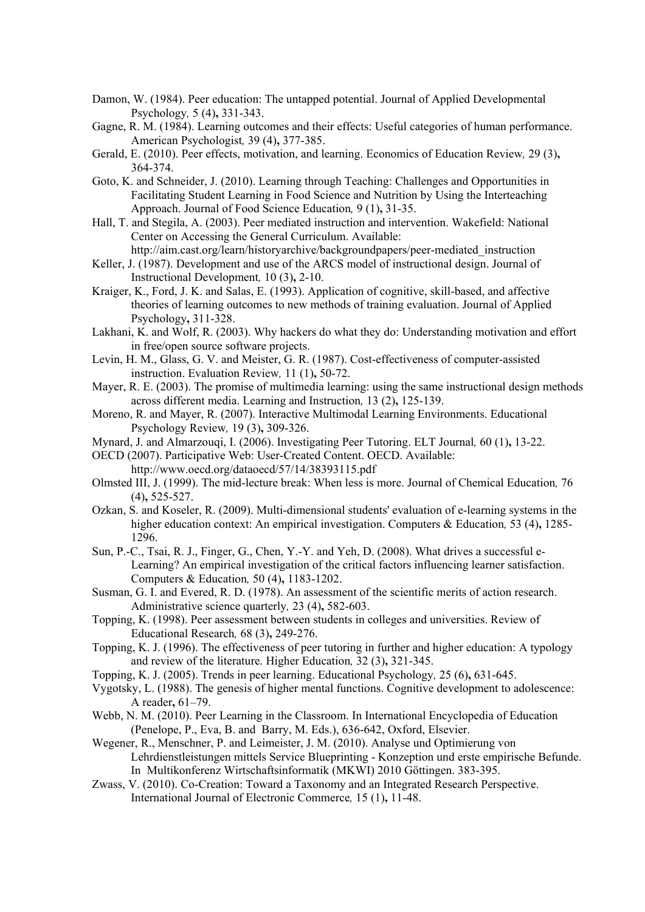Damon, W. (1984). Peer education: The untapped potential. Journal of Applied Developmental Psychology, 5 (4), 331-343.

Gagne, R. M. (1984). Learning outcomes and their effects: Useful categories of human performance. American Psychologist, 39 (4), 377-385.

Gerald, E. (2010). Peer effects, motivation, and learning. Economics of Education Review, 29 (3), 364-374.

Goto, K. and Schneider, J. (2010). Learning through Teaching: Challenges and Opportunities in Facilitating Student Learning in Food Science and Nutrition by Using the Interteaching Approach. Journal of Food Science Education, 9 (1), 31-35.

Hall, T. and Stegila, A. (2003). Peer mediated instruction and intervention. Wakefield: National Center on Accessing the General Curriculum. Available: http://aim.cast.org/learn/historyarchive/backgroundpapers/peer-mediated_instruction

Keller, J. (1987). Development and use of the ARCS model of instructional design. Journal of Instructional Development, 10 (3), 2-10.

Kraiger, K., Ford, J. K. and Salas, E. (1993). Application of cognitive, skill-based, and affective theories of learning outcomes to new methods of training evaluation. Journal of Applied Psychology, 311-328.

Lakhani, K. and Wolf, R. (2003). Why hackers do what they do: Understanding motivation and effort in free/open source software projects.

Levin, H. M., Glass, G. V. and Meister, G. R. (1987). Cost-effectiveness of computer-assisted instruction. Evaluation Review, 11 (1), 50-72.

Mayer, R. E. (2003). The promise of multimedia learning: using the same instructional design methods across different media. Learning and Instruction, 13 (2), 125-139.

Moreno, R. and Mayer, R. (2007). Interactive Multimodal Learning Environments. Educational Psychology Review, 19 (3), 309-326.

Mynard, J. and Almarzouqi, I. (2006). Investigating Peer Tutoring. ELT Journal, 60 (1), 13-22.

OECD (2007). Participative Web: User-Created Content. OECD. Available: http://www.oecd.org/dataoecd/57/14/38393115.pdf

Olmsted III, J. (1999). The mid-lecture break: When less is more. Journal of Chemical Education, 76 (4), 525-527.

Ozkan, S. and Koseler, R. (2009). Multi-dimensional students' evaluation of e-learning systems in the higher education context: An empirical investigation. Computers & Education, 53 (4), 1285-1296.

Sun, P.-C., Tsai, R. J., Finger, G., Chen, Y.-Y. and Yeh, D. (2008). What drives a successful e-Learning? An empirical investigation of the critical factors influencing learner satisfaction. Computers & Education, 50 (4), 1183-1202.

Susman, G. I. and Evered, R. D. (1978). An assessment of the scientific merits of action research. Administrative science quarterly, 23 (4), 582-603.

Topping, K. (1998). Peer assessment between students in colleges and universities. Review of Educational Research, 68 (3), 249-276.

Topping, K. J. (1996). The effectiveness of peer tutoring in further and higher education: A typology and review of the literature. Higher Education, 32 (3), 321-345.

Topping, K. J. (2005). Trends in peer learning. Educational Psychology, 25 (6), 631-645.

Vygotsky, L. (1988). The genesis of higher mental functions. Cognitive development to adolescence: A reader, 61–79.

Webb, N. M. (2010). Peer Learning in the Classroom. In International Encyclopedia of Education (Penelope, P., Eva, B. and Barry, M. Eds.), 636-642, Oxford, Elsevier.

Wegener, R., Menschner, P. and Leimeister, J. M. (2010). Analyse und Optimierung von Lehrdienstleistungen mittels Service Blueprinting - Konzeption und erste empirische Befunde. In Multikonferenz Wirtschaftsinformatik (MKWI) 2010 Göttingen. 383-395.

Zwass, V. (2010). Co-Creation: Toward a Taxonomy and an Integrated Research Perspective. International Journal of Electronic Commerce, 15 (1), 11-48.